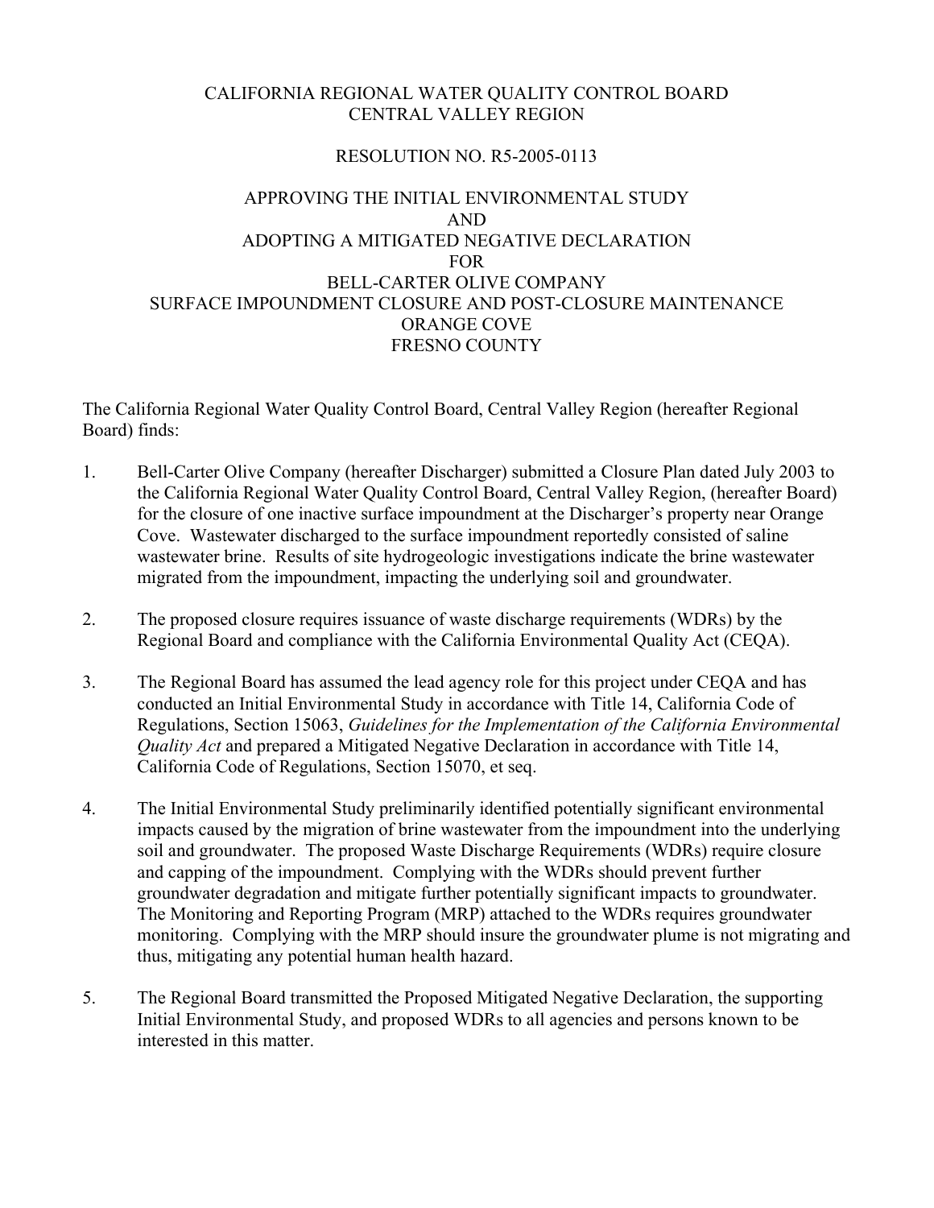# CALIFORNIA REGIONAL WATER QUALITY CONTROL BOARD
# CENTRAL VALLEY REGION

## RESOLUTION NO. R5-2005-0113

## APPROVING THE INITIAL ENVIRONMENTAL STUDY AND ADOPTING A MITIGATED NEGATIVE DECLARATION FOR BELL-CARTER OLIVE COMPANY SURFACE IMPOUNDMENT CLOSURE AND POST-CLOSURE MAINTENANCE ORANGE COVE FRESNO COUNTY

The California Regional Water Quality Control Board, Central Valley Region (hereafter Regional Board) finds:

1. Bell-Carter Olive Company (hereafter Discharger) submitted a Closure Plan dated July 2003 to the California Regional Water Quality Control Board, Central Valley Region, (hereafter Board) for the closure of one inactive surface impoundment at the Discharger's property near Orange Cove. Wastewater discharged to the surface impoundment reportedly consisted of saline wastewater brine. Results of site hydrogeologic investigations indicate the brine wastewater migrated from the impoundment, impacting the underlying soil and groundwater.

2. The proposed closure requires issuance of waste discharge requirements (WDRs) by the Regional Board and compliance with the California Environmental Quality Act (CEQA).

3. The Regional Board has assumed the lead agency role for this project under CEQA and has conducted an Initial Environmental Study in accordance with Title 14, California Code of Regulations, Section 15063, *Guidelines for the Implementation of the California Environmental Quality Act* and prepared a Mitigated Negative Declaration in accordance with Title 14, California Code of Regulations, Section 15070, et seq.

4. The Initial Environmental Study preliminarily identified potentially significant environmental impacts caused by the migration of brine wastewater from the impoundment into the underlying soil and groundwater. The proposed Waste Discharge Requirements (WDRs) require closure and capping of the impoundment. Complying with the WDRs should prevent further groundwater degradation and mitigate further potentially significant impacts to groundwater. The Monitoring and Reporting Program (MRP) attached to the WDRs requires groundwater monitoring. Complying with the MRP should insure the groundwater plume is not migrating and thus, mitigating any potential human health hazard.

5. The Regional Board transmitted the Proposed Mitigated Negative Declaration, the supporting Initial Environmental Study, and proposed WDRs to all agencies and persons known to be interested in this matter.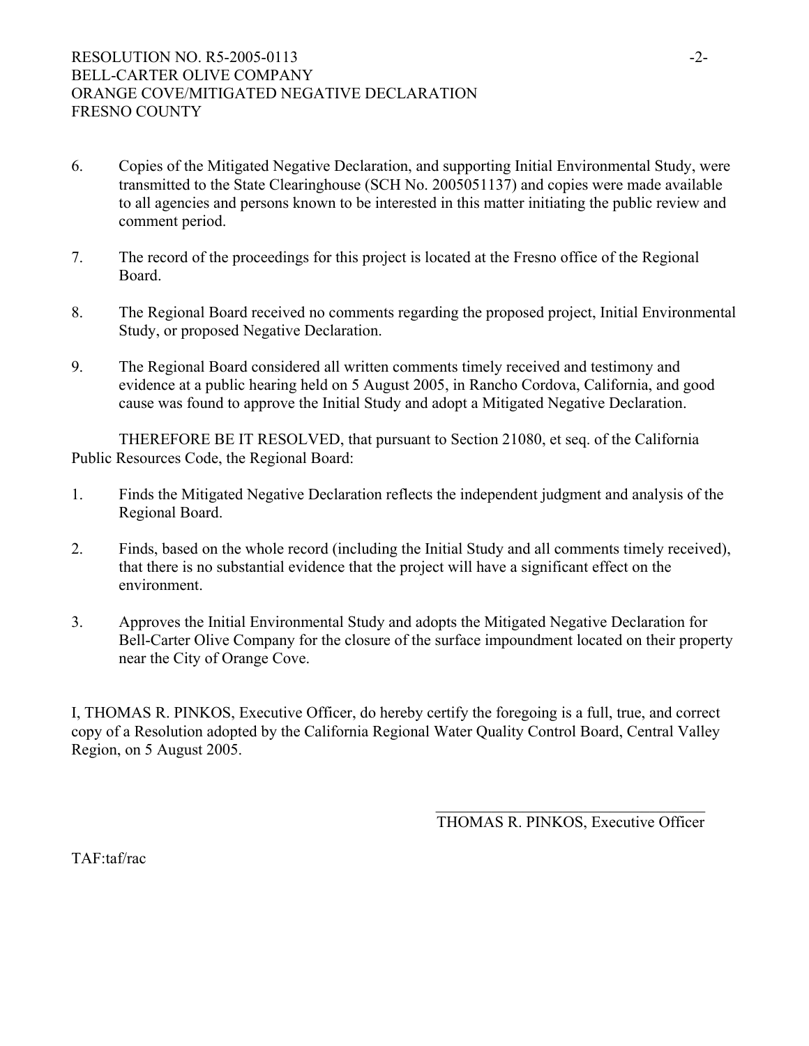6. Copies of the Mitigated Negative Declaration, and supporting Initial Environmental Study, were transmitted to the State Clearinghouse (SCH No. 2005051137) and copies were made available to all agencies and persons known to be interested in this matter initiating the public review and comment period.

7. The record of the proceedings for this project is located at the Fresno office of the Regional Board.

8. The Regional Board received no comments regarding the proposed project, Initial Environmental Study, or proposed Negative Declaration.

9. The Regional Board considered all written comments timely received and testimony and evidence at a public hearing held on 5 August 2005, in Rancho Cordova, California, and good cause was found to approve the Initial Study and adopt a Mitigated Negative Declaration.

THEREFORE BE IT RESOLVED, that pursuant to Section 21080, et seq. of the California Public Resources Code, the Regional Board:

1. Finds the Mitigated Negative Declaration reflects the independent judgment and analysis of the Regional Board.

2. Finds, based on the whole record (including the Initial Study and all comments timely received), that there is no substantial evidence that the project will have a significant effect on the environment.

3. Approves the Initial Environmental Study and adopts the Mitigated Negative Declaration for Bell-Carter Olive Company for the closure of the surface impoundment located on their property near the City of Orange Cove.

I, THOMAS R. PINKOS, Executive Officer, do hereby certify the foregoing is a full, true, and correct copy of a Resolution adopted by the California Regional Water Quality Control Board, Central Valley Region, on 5 August 2005.

\_\_\_\_\_\_\_\_\_\_\_\_\_\_\_\_\_\_\_\_\_\_\_\_\_\_\_\_\_\_\_\_\_\_\_\_

THOMAS R. PINKOS, Executive Officer

TAF:taf/rac